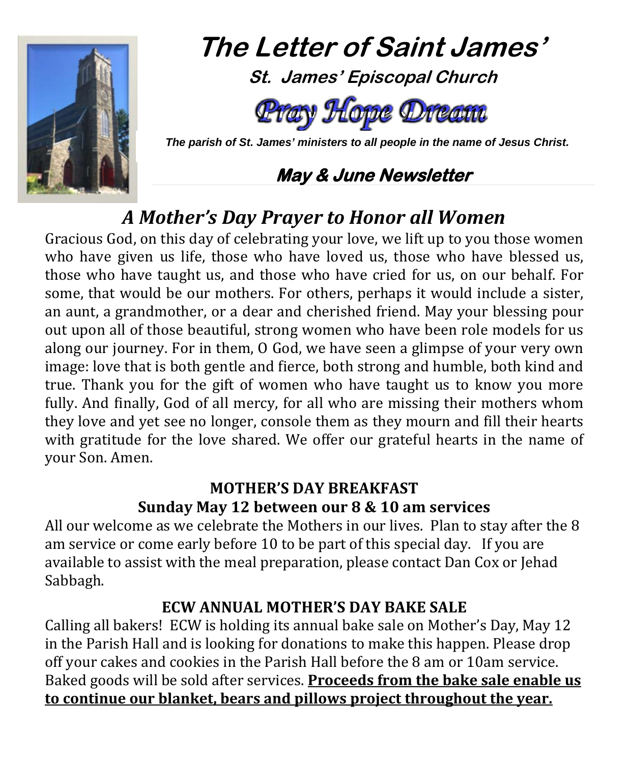# The Letter of Saint James'

**St. James' Episcopal Church**

*Pray Hope Dream*

*The parish of St. James' ministers to all people in the name of Jesus Christ.*

## *May & June Newsletter*

## *A Mother's Day Prayer to Honor all Women*

Gracious God, on this day of celebrating your love, we lift up to you those women who have given us life, those who have loved us, those who have blessed us, those who have taught us, and those who have cried for us, on our behalf. For some, that would be our mothers. For others, perhaps it would include a sister, an aunt, a grandmother, or a dear and cherished friend. May your blessing pour out upon all of those beautiful, strong women who have been role models for us along our journey. For in them, O God, we have seen a glimpse of your very own image: love that is both gentle and fierce, both strong and humble, both kind and true. Thank you for the gift of women who have taught us to know you more fully. And finally, God of all mercy, for all who are missing their mothers whom they love and yet see no longer, console them as they mourn and fill their hearts with gratitude for the love shared. We offer our grateful hearts in the name of your Son. Amen.

### MOTHER'S DAY BREAKFAST
### Sunday May 12 between our 8 & 10 am services

All our welcome as we celebrate the Mothers in our lives. Plan to stay after the 8 am service or come early before 10 to be part of this special day. If you are available to assist with the meal preparation, please contact Dan Cox or Jehad Sabbagh.

### ECW ANNUAL MOTHER'S DAY BAKE SALE

Calling all bakers! ECW is holding its annual bake sale on Mother's Day, May 12 in the Parish Hall and is looking for donations to make this happen. Please drop off your cakes and cookies in the Parish Hall before the 8 am or 10am service. Baked goods will be sold after services. **<u>Proceeds from the bake sale enable us to continue our blanket, bears and pillows project throughout the year.</u>**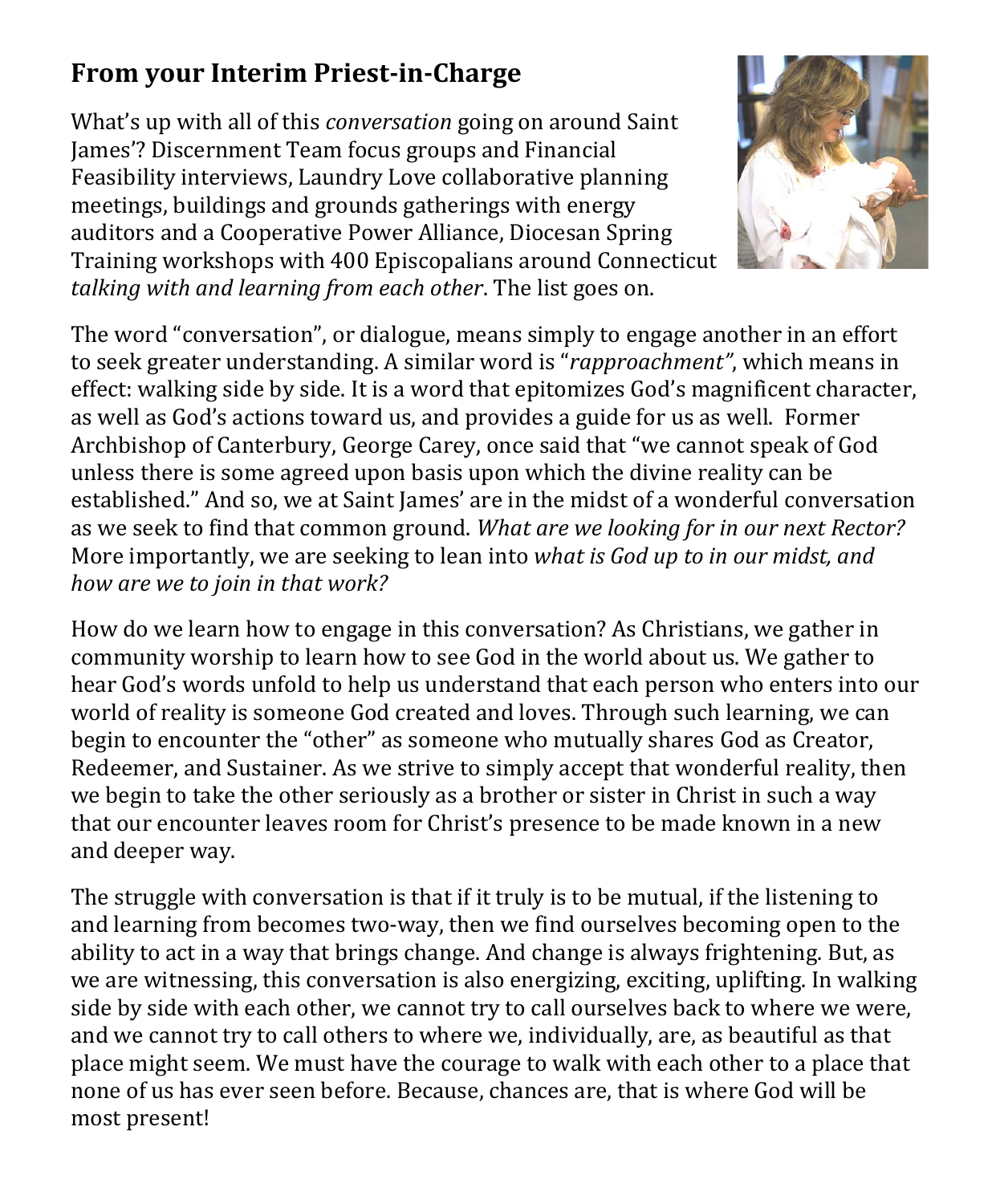## From your Interim Priest-in-Charge

What's up with all of this *conversation* going on around Saint James'? Discernment Team focus groups and Financial Feasibility interviews, Laundry Love collaborative planning meetings, buildings and grounds gatherings with energy auditors and a Cooperative Power Alliance, Diocesan Spring Training workshops with 400 Episcopalians around Connecticut *talking with and learning from each other*. The list goes on.

The word "conversation", or dialogue, means simply to engage another in an effort to seek greater understanding. A similar word is "*rapproachment"*, which means in effect: walking side by side. It is a word that epitomizes God's magnificent character, as well as God's actions toward us, and provides a guide for us as well. Former Archbishop of Canterbury, George Carey, once said that "we cannot speak of God unless there is some agreed upon basis upon which the divine reality can be established." And so, we at Saint James' are in the midst of a wonderful conversation as we seek to find that common ground. *What are we looking for in our next Rector?* More importantly, we are seeking to lean into *what is God up to in our midst, and how are we to join in that work?*

How do we learn how to engage in this conversation? As Christians, we gather in community worship to learn how to see God in the world about us. We gather to hear God's words unfold to help us understand that each person who enters into our world of reality is someone God created and loves. Through such learning, we can begin to encounter the "other" as someone who mutually shares God as Creator, Redeemer, and Sustainer. As we strive to simply accept that wonderful reality, then we begin to take the other seriously as a brother or sister in Christ in such a way that our encounter leaves room for Christ's presence to be made known in a new and deeper way.

The struggle with conversation is that if it truly is to be mutual, if the listening to and learning from becomes two-way, then we find ourselves becoming open to the ability to act in a way that brings change. And change is always frightening. But, as we are witnessing, this conversation is also energizing, exciting, uplifting. In walking side by side with each other, we cannot try to call ourselves back to where we were, and we cannot try to call others to where we, individually, are, as beautiful as that place might seem. We must have the courage to walk with each other to a place that none of us has ever seen before. Because, chances are, that is where God will be most present!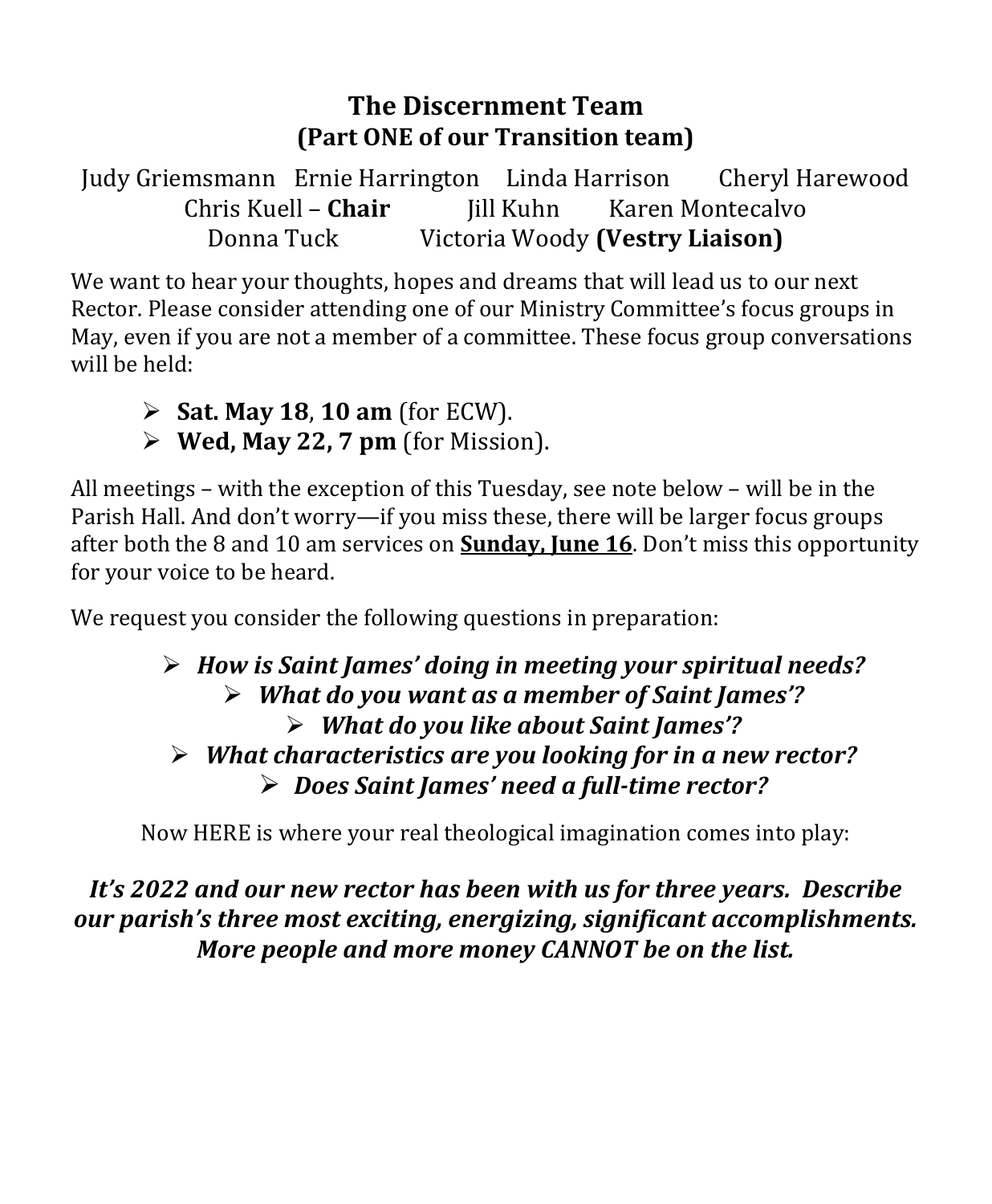## The Discernment Team
### (Part ONE of our Transition team)

Judy Griemsmann Ernie Harrington Linda Harrison Cheryl Harewood
Chris Kuell – **Chair** Jill Kuhn Karen Montecalvo
Donna Tuck Victoria Woody **(Vestry Liaison)**

We want to hear your thoughts, hopes and dreams that will lead us to our next Rector. Please consider attending one of our Ministry Committee's focus groups in May, even if you are not a member of a committee. These focus group conversations will be held:

- **Sat. May 18**, **10 am** (for ECW).
- **Wed, May 22, 7 pm** (for Mission).

All meetings – with the exception of this Tuesday, see note below – will be in the Parish Hall. And don't worry—if you miss these, there will be larger focus groups after both the 8 and 10 am services on **Sunday, June 16**. Don't miss this opportunity for your voice to be heard.

We request you consider the following questions in preparation:

- ***How is Saint James' doing in meeting your spiritual needs?***
- ***What do you want as a member of Saint James'?***
- ***What do you like about Saint James'?***
- ***What characteristics are you looking for in a new rector?***
- ***Does Saint James' need a full-time rector?***

Now HERE is where your real theological imagination comes into play:

***It's 2022 and our new rector has been with us for three years. Describe our parish's three most exciting, energizing, significant accomplishments. More people and more money CANNOT be on the list.***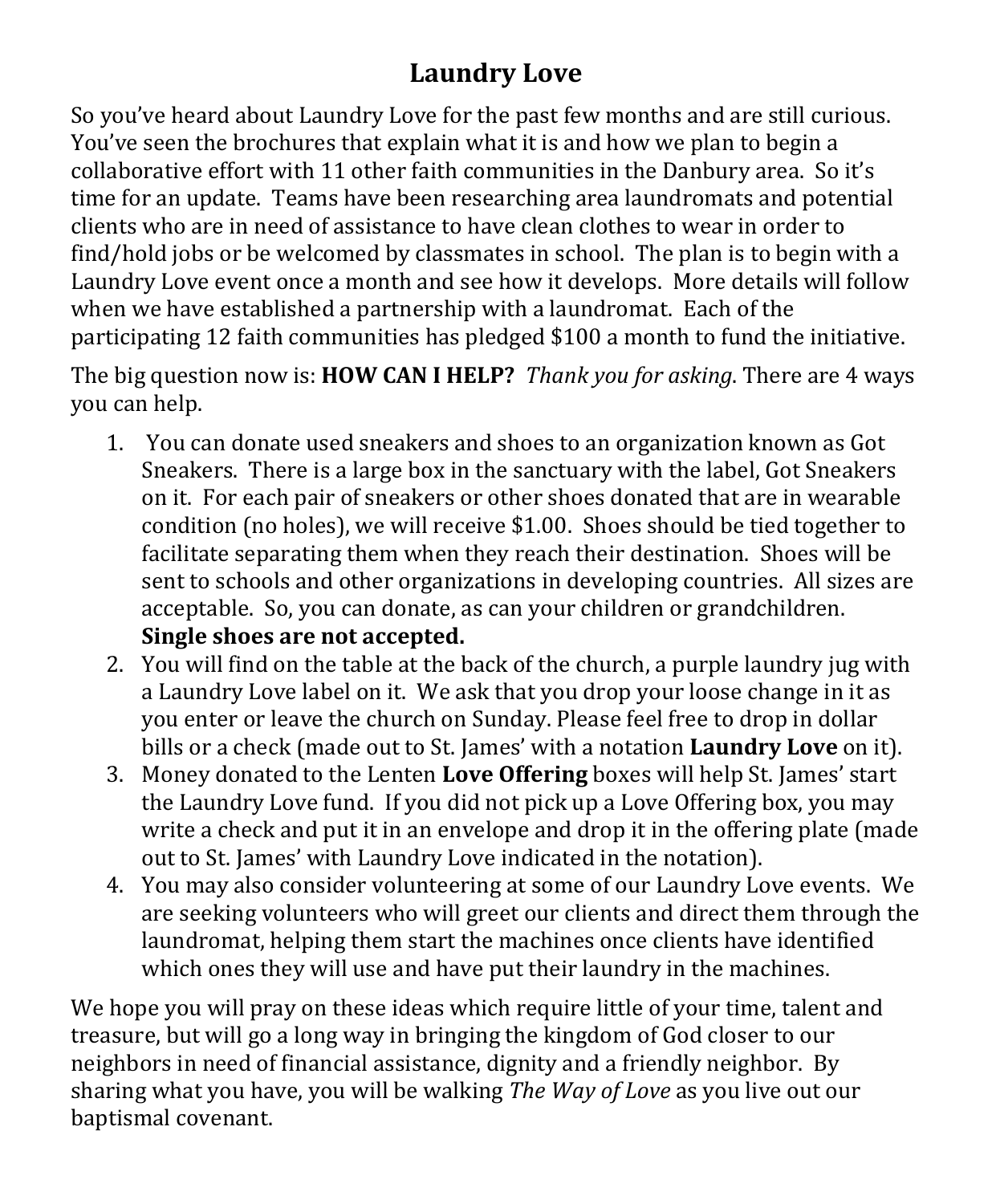# Laundry Love

So you've heard about Laundry Love for the past few months and are still curious. You've seen the brochures that explain what it is and how we plan to begin a collaborative effort with 11 other faith communities in the Danbury area. So it's time for an update. Teams have been researching area laundromats and potential clients who are in need of assistance to have clean clothes to wear in order to find/hold jobs or be welcomed by classmates in school. The plan is to begin with a Laundry Love event once a month and see how it develops. More details will follow when we have established a partnership with a laundromat. Each of the participating 12 faith communities has pledged $100 a month to fund the initiative.

The big question now is: **HOW CAN I HELP?** *Thank you for asking*. There are 4 ways you can help.

1. You can donate used sneakers and shoes to an organization known as Got Sneakers. There is a large box in the sanctuary with the label, Got Sneakers on it. For each pair of sneakers or other shoes donated that are in wearable condition (no holes), we will receive $1.00. Shoes should be tied together to facilitate separating them when they reach their destination. Shoes will be sent to schools and other organizations in developing countries. All sizes are acceptable. So, you can donate, as can your children or grandchildren. **Single shoes are not accepted.**
2. You will find on the table at the back of the church, a purple laundry jug with a Laundry Love label on it. We ask that you drop your loose change in it as you enter or leave the church on Sunday. Please feel free to drop in dollar bills or a check (made out to St. James' with a notation **Laundry Love** on it).
3. Money donated to the Lenten **Love Offering** boxes will help St. James' start the Laundry Love fund. If you did not pick up a Love Offering box, you may write a check and put it in an envelope and drop it in the offering plate (made out to St. James' with Laundry Love indicated in the notation).
4. You may also consider volunteering at some of our Laundry Love events. We are seeking volunteers who will greet our clients and direct them through the laundromat, helping them start the machines once clients have identified which ones they will use and have put their laundry in the machines.

We hope you will pray on these ideas which require little of your time, talent and treasure, but will go a long way in bringing the kingdom of God closer to our neighbors in need of financial assistance, dignity and a friendly neighbor. By sharing what you have, you will be walking *The Way of Love* as you live out our baptismal covenant.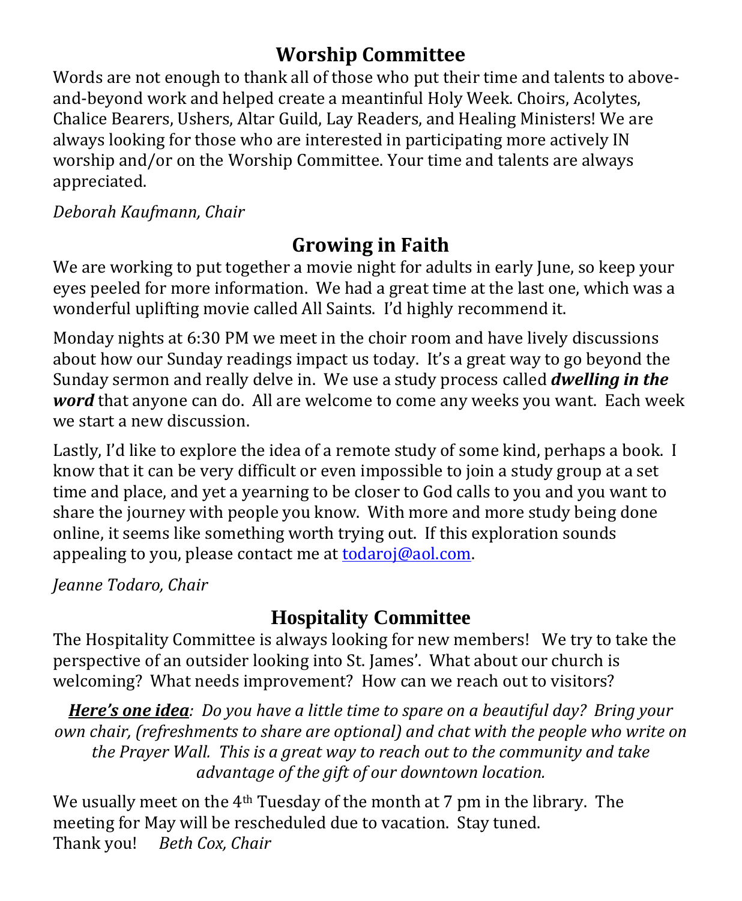## Worship Committee

Words are not enough to thank all of those who put their time and talents to above-and-beyond work and helped create a meantinful Holy Week. Choirs, Acolytes, Chalice Bearers, Ushers, Altar Guild, Lay Readers, and Healing Ministers! We are always looking for those who are interested in participating more actively IN worship and/or on the Worship Committee. Your time and talents are always appreciated.

*Deborah Kaufmann, Chair*

## Growing in Faith

We are working to put together a movie night for adults in early June, so keep your eyes peeled for more information. We had a great time at the last one, which was a wonderful uplifting movie called All Saints. I'd highly recommend it.

Monday nights at 6:30 PM we meet in the choir room and have lively discussions about how our Sunday readings impact us today. It's a great way to go beyond the Sunday sermon and really delve in. We use a study process called ***dwelling in the word*** that anyone can do. All are welcome to come any weeks you want. Each week we start a new discussion.

Lastly, I'd like to explore the idea of a remote study of some kind, perhaps a book. I know that it can be very difficult or even impossible to join a study group at a set time and place, and yet a yearning to be closer to God calls to you and you want to share the journey with people you know. With more and more study being done online, it seems like something worth trying out. If this exploration sounds appealing to you, please contact me at todaroj@aol.com.

*Jeanne Todaro, Chair*

## Hospitality Committee

The Hospitality Committee is always looking for new members! We try to take the perspective of an outsider looking into St. James'. What about our church is welcoming? What needs improvement? How can we reach out to visitors?

***Here's one idea**: Do you have a little time to spare on a beautiful day? Bring your own chair, (refreshments to share are optional) and chat with the people who write on the Prayer Wall. This is a great way to reach out to the community and take advantage of the gift of our downtown location.*

We usually meet on the 4th Tuesday of the month at 7 pm in the library. The meeting for May will be rescheduled due to vacation. Stay tuned.
Thank you! *Beth Cox, Chair*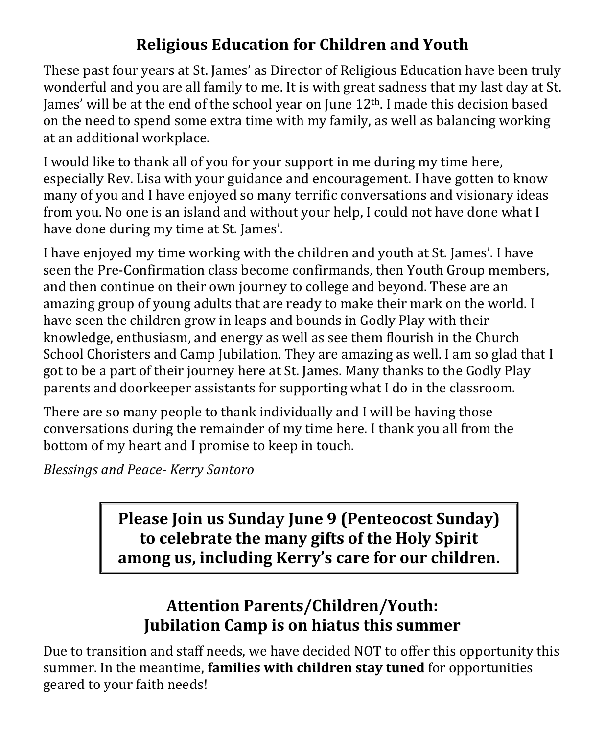## Religious Education for Children and Youth

These past four years at St. James' as Director of Religious Education have been truly wonderful and you are all family to me. It is with great sadness that my last day at St. James' will be at the end of the school year on June 12th. I made this decision based on the need to spend some extra time with my family, as well as balancing working at an additional workplace.

I would like to thank all of you for your support in me during my time here, especially Rev. Lisa with your guidance and encouragement. I have gotten to know many of you and I have enjoyed so many terrific conversations and visionary ideas from you. No one is an island and without your help, I could not have done what I have done during my time at St. James'.

I have enjoyed my time working with the children and youth at St. James'. I have seen the Pre-Confirmation class become confirmands, then Youth Group members, and then continue on their own journey to college and beyond. These are an amazing group of young adults that are ready to make their mark on the world. I have seen the children grow in leaps and bounds in Godly Play with their knowledge, enthusiasm, and energy as well as see them flourish in the Church School Choristers and Camp Jubilation. They are amazing as well. I am so glad that I got to be a part of their journey here at St. James. Many thanks to the Godly Play parents and doorkeeper assistants for supporting what I do in the classroom.

There are so many people to thank individually and I will be having those conversations during the remainder of my time here. I thank you all from the bottom of my heart and I promise to keep in touch.

*Blessings and Peace- Kerry Santoro*

**Please Join us Sunday June 9 (Penteocost Sunday) to celebrate the many gifts of the Holy Spirit among us, including Kerry's care for our children.**

## Attention Parents/Children/Youth: Jubilation Camp is on hiatus this summer

Due to transition and staff needs, we have decided NOT to offer this opportunity this summer. In the meantime, **families with children stay tuned** for opportunities geared to your faith needs!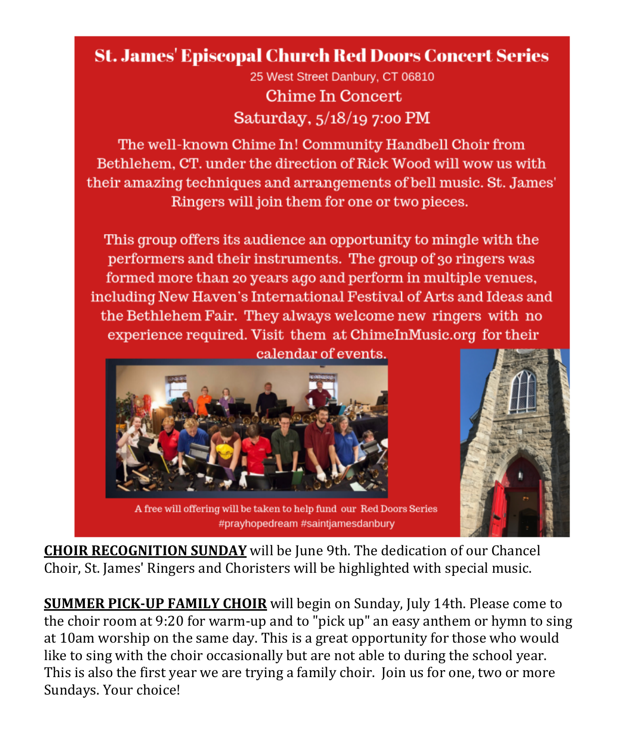# St. James' Episcopal Church Red Doors Concert Series

25 West Street Danbury, CT 06810

## Chime In Concert

## Saturday, 5/18/19 7:00 PM

The well-known Chime In! Community Handbell Choir from Bethlehem, CT. under the direction of Rick Wood will wow us with their amazing techniques and arrangements of bell music. St. James' Ringers will join them for one or two pieces.

This group offers its audience an opportunity to mingle with the performers and their instruments. The group of 30 ringers was formed more than 20 years ago and perform in multiple venues, including New Haven's International Festival of Arts and Ideas and the Bethlehem Fair. They always welcome new ringers with no experience required. Visit them at ChimeInMusic.org for their calendar of events.

A free will offering will be taken to help fund our Red Doors Series
#prayhopedream #saintjamesdanbury

**CHOIR RECOGNITION SUNDAY** will be June 9th. The dedication of our Chancel Choir, St. James' Ringers and Choristers will be highlighted with special music.

**SUMMER PICK-UP FAMILY CHOIR** will begin on Sunday, July 14th. Please come to the choir room at 9:20 for warm-up and to "pick up" an easy anthem or hymn to sing at 10am worship on the same day. This is a great opportunity for those who would like to sing with the choir occasionally but are not able to during the school year. This is also the first year we are trying a family choir. Join us for one, two or more Sundays. Your choice!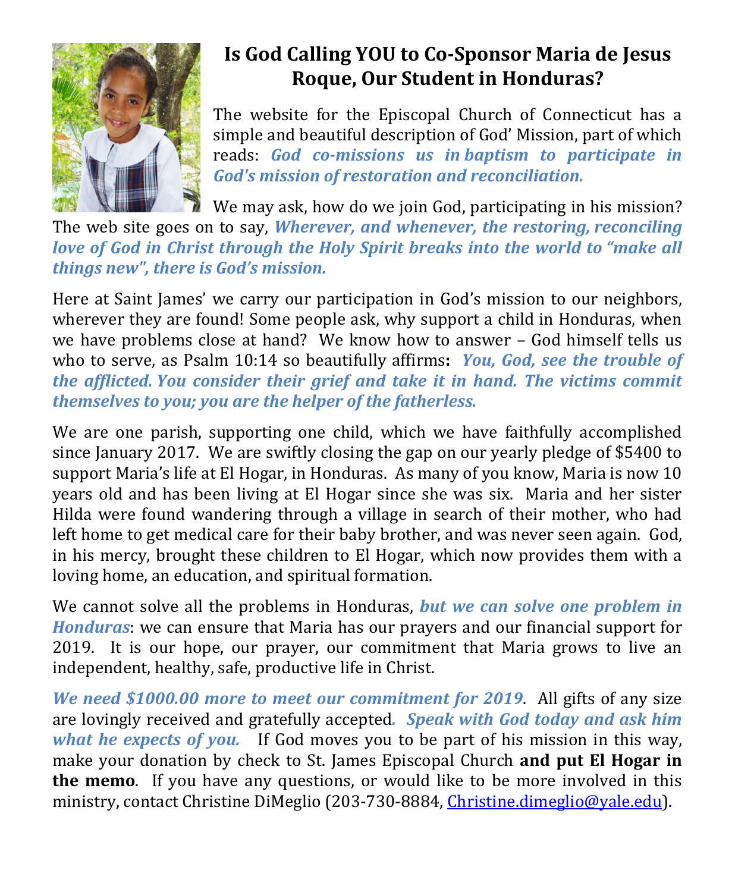## Is God Calling YOU to Co-Sponsor Maria de Jesus Roque, Our Student in Honduras?

The website for the Episcopal Church of Connecticut has a simple and beautiful description of God' Mission, part of which reads: ***God co-missions us in baptism to participate in God's mission of restoration and reconciliation.***

We may ask, how do we join God, participating in his mission? The web site goes on to say, ***Wherever, and whenever, the restoring, reconciling love of God in Christ through the Holy Spirit breaks into the world to "make all things new", there is God's mission.***

Here at Saint James' we carry our participation in God's mission to our neighbors, wherever they are found! Some people ask, why support a child in Honduras, when we have problems close at hand? We know how to answer – God himself tells us who to serve, as Psalm 10:14 so beautifully affirms**:** ***You, God, see the trouble of the afflicted. You consider their grief and take it in hand. The victims commit themselves to you; you are the helper of the fatherless.***

We are one parish, supporting one child, which we have faithfully accomplished since January 2017. We are swiftly closing the gap on our yearly pledge of $5400 to support Maria's life at El Hogar, in Honduras. As many of you know, Maria is now 10 years old and has been living at El Hogar since she was six. Maria and her sister Hilda were found wandering through a village in search of their mother, who had left home to get medical care for their baby brother, and was never seen again. God, in his mercy, brought these children to El Hogar, which now provides them with a loving home, an education, and spiritual formation.

We cannot solve all the problems in Honduras, ***but we can solve one problem in Honduras***: we can ensure that Maria has our prayers and our financial support for 2019. It is our hope, our prayer, our commitment that Maria grows to live an independent, healthy, safe, productive life in Christ.

***We need $1000.00 more to meet our commitment for 2019***. All gifts of any size are lovingly received and gratefully accepted*.* ***Speak with God today and ask him what he expects of you.*** If God moves you to be part of his mission in this way, make your donation by check to St. James Episcopal Church **and put El Hogar in the memo**. If you have any questions, or would like to be more involved in this ministry, contact Christine DiMeglio (203-730-8884, Christine.dimeglio@yale.edu).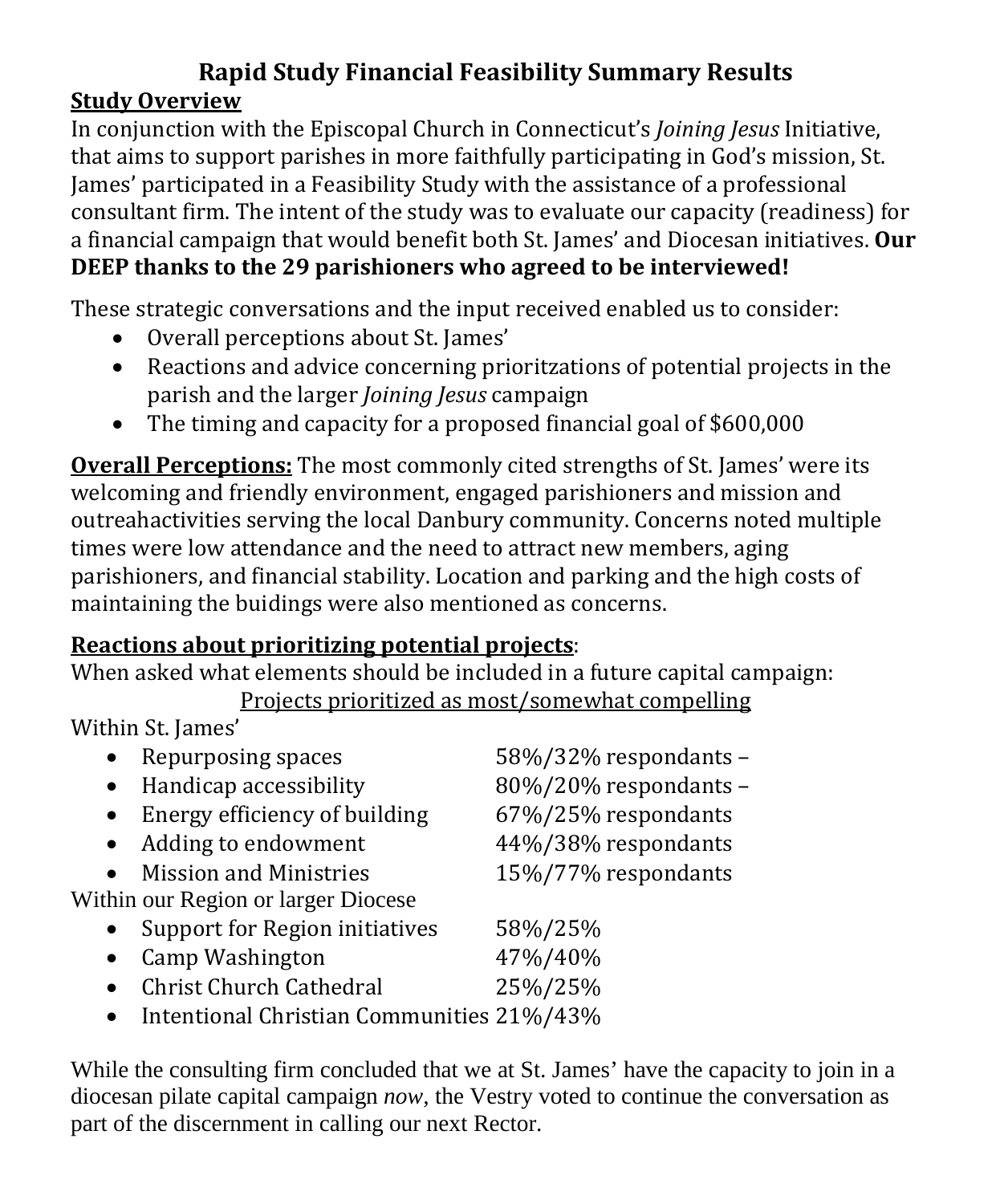# Rapid Study Financial Feasibility Summary Results

**Study Overview**

In conjunction with the Episcopal Church in Connecticut's *Joining Jesus* Initiative, that aims to support parishes in more faithfully participating in God's mission, St. James' participated in a Feasibility Study with the assistance of a professional consultant firm. The intent of the study was to evaluate our capacity (readiness) for a financial campaign that would benefit both St. James' and Diocesan initiatives. **Our DEEP thanks to the 29 parishioners who agreed to be interviewed!**

These strategic conversations and the input received enabled us to consider:

- Overall perceptions about St. James'
- Reactions and advice concerning prioritzations of potential projects in the parish and the larger *Joining Jesus* campaign
- The timing and capacity for a proposed financial goal of $600,000

**Overall Perceptions:** The most commonly cited strengths of St. James' were its welcoming and friendly environment, engaged parishioners and mission and outreahactivities serving the local Danbury community. Concerns noted multiple times were low attendance and the need to attract new members, aging parishioners, and financial stability. Location and parking and the high costs of maintaining the buidings were also mentioned as concerns.

**Reactions about prioritizing potential projects**:

When asked what elements should be included in a future capital campaign:

Projects prioritized as most/somewhat compelling

Within St. James'

- Repurposing spaces 58%/32% respondants –
- Handicap accessibility 80%/20% respondants –
- Energy efficiency of building 67%/25% respondants
- Adding to endowment 44%/38% respondants
- Mission and Ministries 15%/77% respondants

Within our Region or larger Diocese

- Support for Region initiatives 58%/25%
- Camp Washington 47%/40%
- Christ Church Cathedral 25%/25%
- Intentional Christian Communities 21%/43%

While the consulting firm concluded that we at St. James' have the capacity to join in a diocesan pilate capital campaign *now*, the Vestry voted to continue the conversation as part of the discernment in calling our next Rector.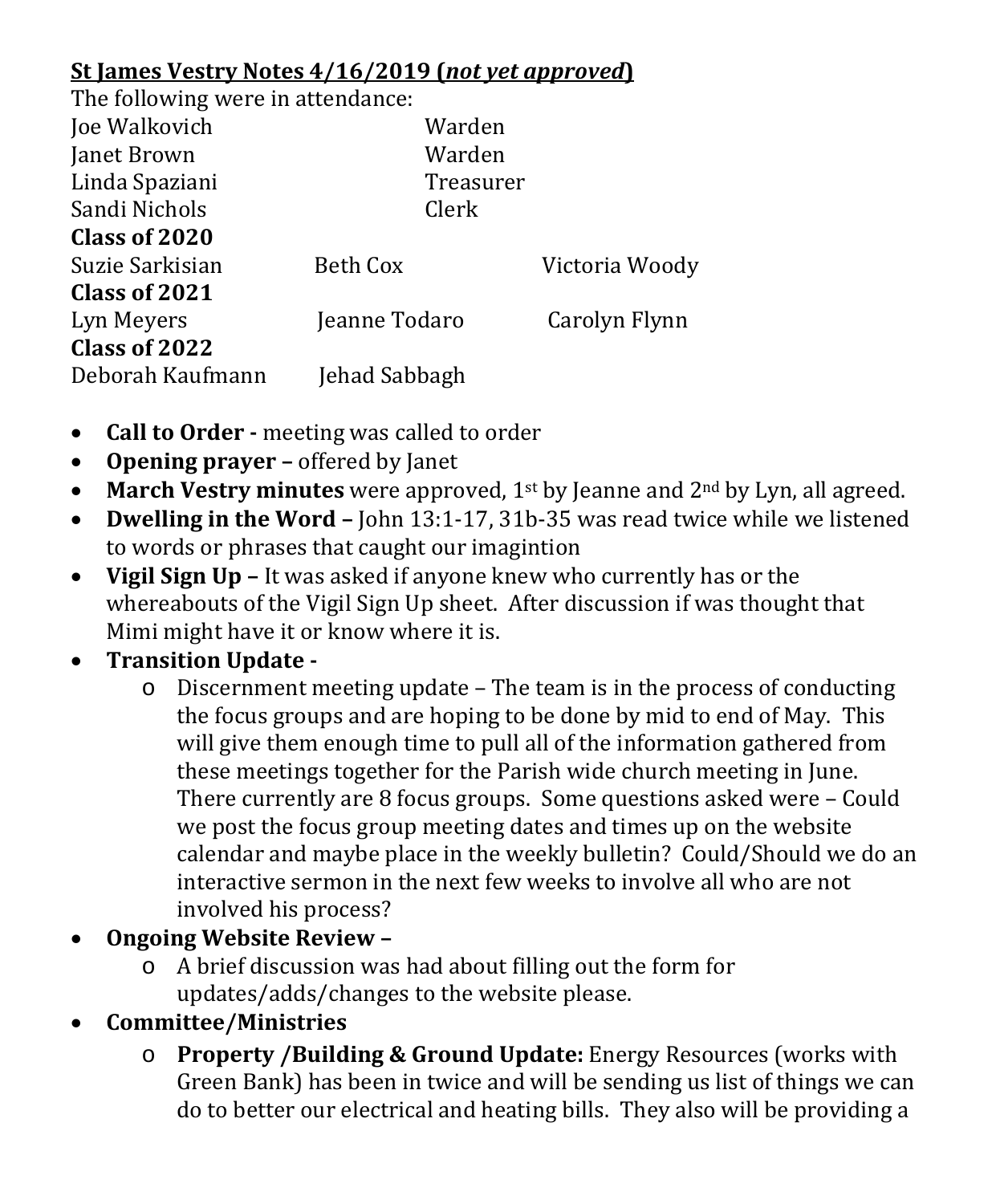**<u>St James Vestry Notes 4/16/2019 (*not yet approved*)</u>**

The following were in attendance:

| | |
|---|---|
| Joe Walkovich | Warden |
| Janet Brown | Warden |
| Linda Spaziani | Treasurer |
| Sandi Nichols | Clerk |

**Class of 2020**

| | | |
|---|---|---|
| Suzie Sarkisian | Beth Cox | Victoria Woody |

**Class of 2021**

| | | |
|---|---|---|
| Lyn Meyers | Jeanne Todaro | Carolyn Flynn |

**Class of 2022**

| | |
|---|---|
| Deborah Kaufmann | Jehad Sabbagh |

- **Call to Order -** meeting was called to order
- **Opening prayer –** offered by Janet
- **March Vestry minutes** were approved, 1st by Jeanne and 2nd by Lyn, all agreed.
- **Dwelling in the Word –** John 13:1-17, 31b-35 was read twice while we listened to words or phrases that caught our imagintion
- **Vigil Sign Up –** It was asked if anyone knew who currently has or the whereabouts of the Vigil Sign Up sheet. After discussion if was thought that Mimi might have it or know where it is.
- **Transition Update -**
    - Discernment meeting update – The team is in the process of conducting the focus groups and are hoping to be done by mid to end of May. This will give them enough time to pull all of the information gathered from these meetings together for the Parish wide church meeting in June. There currently are 8 focus groups. Some questions asked were – Could we post the focus group meeting dates and times up on the website calendar and maybe place in the weekly bulletin? Could/Should we do an interactive sermon in the next few weeks to involve all who are not involved his process?
- **Ongoing Website Review –**
    - A brief discussion was had about filling out the form for updates/adds/changes to the website please.
- **Committee/Ministries**
    - **Property /Building & Ground Update:** Energy Resources (works with Green Bank) has been in twice and will be sending us list of things we can do to better our electrical and heating bills. They also will be providing a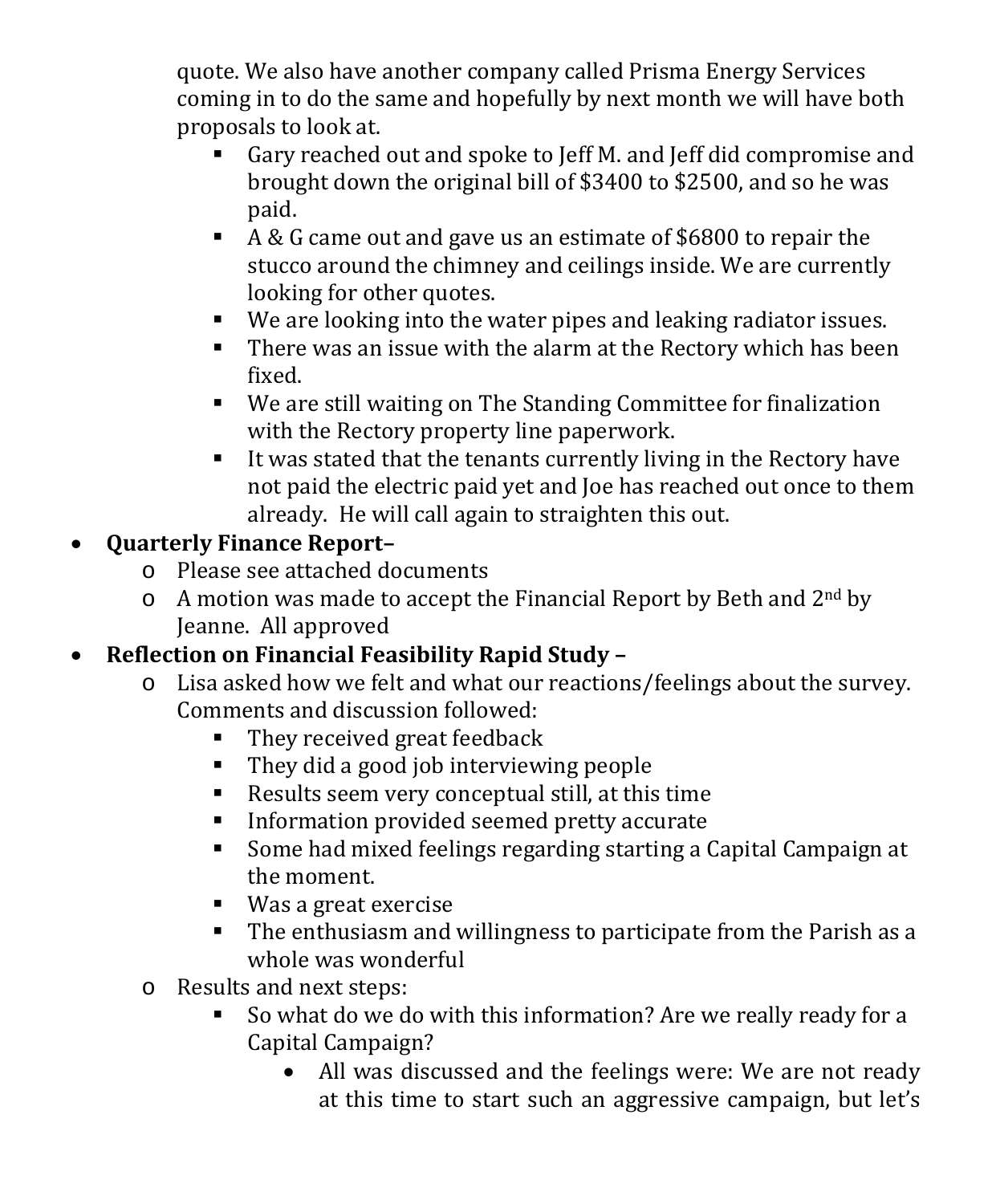quote. We also have another company called Prisma Energy Services coming in to do the same and hopefully by next month we will have both proposals to look at.

- Gary reached out and spoke to Jeff M. and Jeff did compromise and brought down the original bill of $3400 to $2500, and so he was paid.
- A & G came out and gave us an estimate of $6800 to repair the stucco around the chimney and ceilings inside. We are currently looking for other quotes.
- We are looking into the water pipes and leaking radiator issues.
- There was an issue with the alarm at the Rectory which has been fixed.
- We are still waiting on The Standing Committee for finalization with the Rectory property line paperwork.
- It was stated that the tenants currently living in the Rectory have not paid the electric paid yet and Joe has reached out once to them already. He will call again to straighten this out.

- **Quarterly Finance Report–**
  - Please see attached documents
  - A motion was made to accept the Financial Report by Beth and 2nd by Jeanne. All approved
- **Reflection on Financial Feasibility Rapid Study –**
  - Lisa asked how we felt and what our reactions/feelings about the survey. Comments and discussion followed:
    - They received great feedback
    - They did a good job interviewing people
    - Results seem very conceptual still, at this time
    - Information provided seemed pretty accurate
    - Some had mixed feelings regarding starting a Capital Campaign at the moment.
    - Was a great exercise
    - The enthusiasm and willingness to participate from the Parish as a whole was wonderful
  - Results and next steps:
    - So what do we do with this information? Are we really ready for a Capital Campaign?
      - All was discussed and the feelings were: We are not ready at this time to start such an aggressive campaign, but let's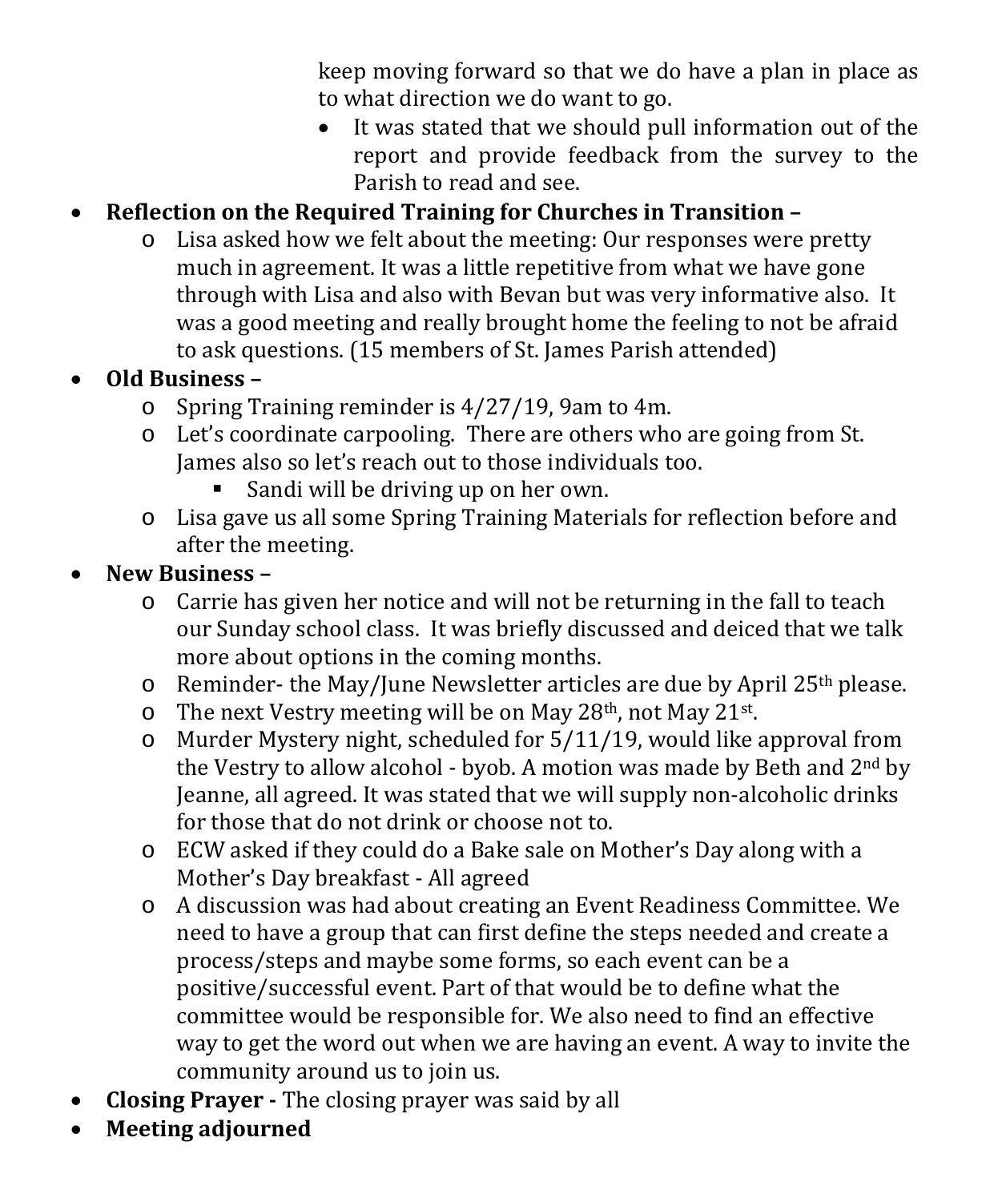keep moving forward so that we do have a plan in place as to what direction we do want to go.

- It was stated that we should pull information out of the report and provide feedback from the survey to the Parish to read and see.

- **Reflection on the Required Training for Churches in Transition –**
  - Lisa asked how we felt about the meeting: Our responses were pretty much in agreement. It was a little repetitive from what we have gone through with Lisa and also with Bevan but was very informative also. It was a good meeting and really brought home the feeling to not be afraid to ask questions. (15 members of St. James Parish attended)
- **Old Business –**
  - Spring Training reminder is 4/27/19, 9am to 4m.
  - Let's coordinate carpooling. There are others who are going from St. James also so let's reach out to those individuals too.
    - Sandi will be driving up on her own.
  - Lisa gave us all some Spring Training Materials for reflection before and after the meeting.
- **New Business –**
  - Carrie has given her notice and will not be returning in the fall to teach our Sunday school class. It was briefly discussed and deiced that we talk more about options in the coming months.
  - Reminder- the May/June Newsletter articles are due by April 25th please.
  - The next Vestry meeting will be on May 28th, not May 21st.
  - Murder Mystery night, scheduled for 5/11/19, would like approval from the Vestry to allow alcohol - byob. A motion was made by Beth and 2nd by Jeanne, all agreed. It was stated that we will supply non-alcoholic drinks for those that do not drink or choose not to.
  - ECW asked if they could do a Bake sale on Mother's Day along with a Mother's Day breakfast - All agreed
  - A discussion was had about creating an Event Readiness Committee. We need to have a group that can first define the steps needed and create a process/steps and maybe some forms, so each event can be a positive/successful event. Part of that would be to define what the committee would be responsible for. We also need to find an effective way to get the word out when we are having an event. A way to invite the community around us to join us.
- **Closing Prayer -** The closing prayer was said by all
- **Meeting adjourned**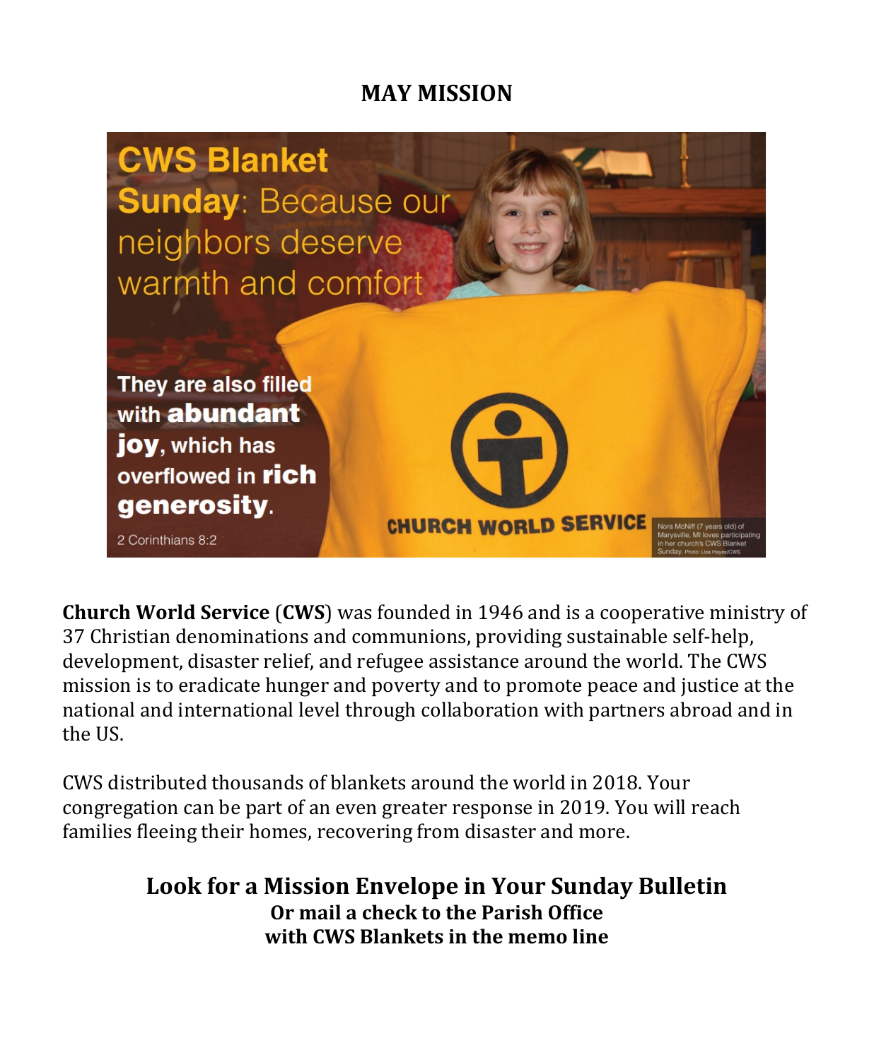## MAY MISSION

CWS Blanket Sunday: Because our neighbors deserve warmth and comfort

They are also filled with abundant joy, which has overflowed in rich generosity.

2 Corinthians 8:2

CHURCH WORLD SERVICE

Nora McNiff (7 years old) of Marysville, MI loves participating in her church's CWS Blanket Sunday. Photo: Lisa Hayes/CWS

**Church World Service** (**CWS**) was founded in 1946 and is a cooperative ministry of 37 Christian denominations and communions, providing sustainable self-help, development, disaster relief, and refugee assistance around the world. The CWS mission is to eradicate hunger and poverty and to promote peace and justice at the national and international level through collaboration with partners abroad and in the US.

CWS distributed thousands of blankets around the world in 2018. Your congregation can be part of an even greater response in 2019. You will reach families fleeing their homes, recovering from disaster and more.

**Look for a Mission Envelope in Your Sunday Bulletin**
**Or mail a check to the Parish Office**
**with CWS Blankets in the memo line**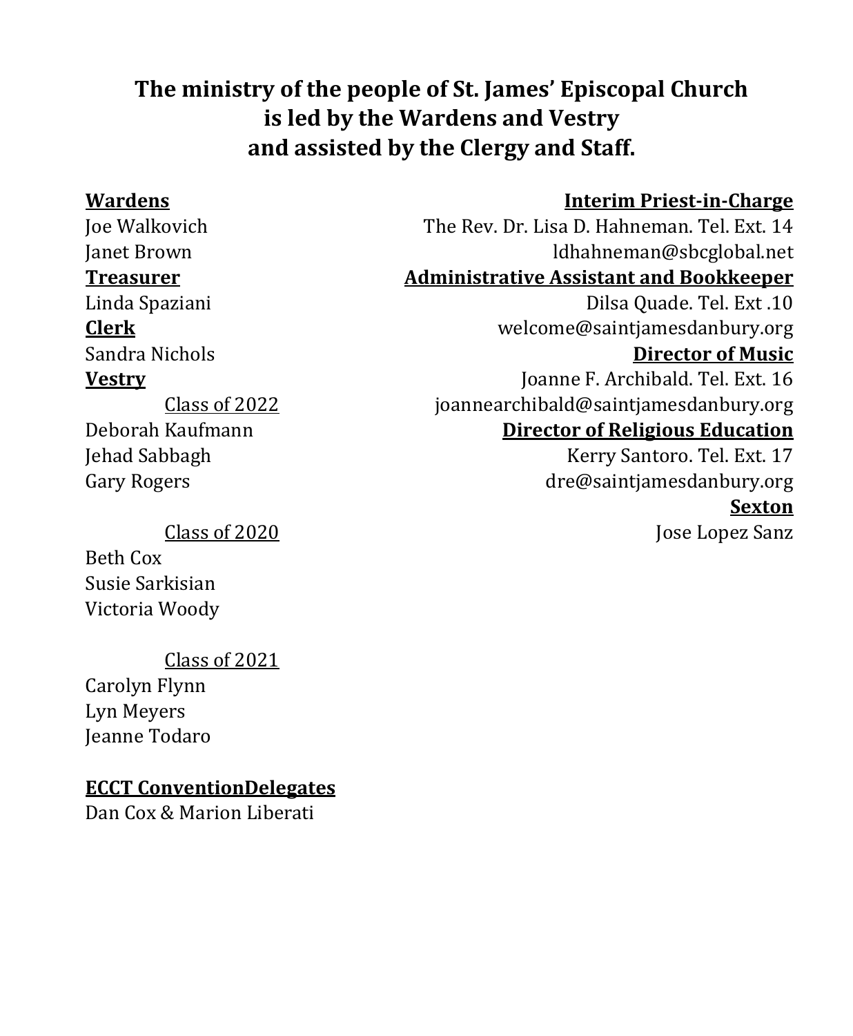## The ministry of the people of St. James' Episcopal Church is led by the Wardens and Vestry and assisted by the Clergy and Staff.

**Wardens**
Joe Walkovich
Janet Brown

**Treasurer**
Linda Spaziani

**Clerk**
Sandra Nichols

**Vestry**

Class of 2022
Deborah Kaufmann
Jehad Sabbagh
Gary Rogers

Class of 2020
Beth Cox
Susie Sarkisian
Victoria Woody

Class of 2021
Carolyn Flynn
Lyn Meyers
Jeanne Todaro

**ECCT ConventionDelegates**
Dan Cox & Marion Liberati

**Interim Priest-in-Charge**
The Rev. Dr. Lisa D. Hahneman. Tel. Ext. 14
ldhahneman@sbcglobal.net

**Administrative Assistant and Bookkeeper**
Dilsa Quade. Tel. Ext .10
welcome@saintjamesdanbury.org

**Director of Music**
Joanne F. Archibald. Tel. Ext. 16
joannearchibald@saintjamesdanbury.org

**Director of Religious Education**
Kerry Santoro. Tel. Ext. 17
dre@saintjamesdanbury.org

**Sexton**
Jose Lopez Sanz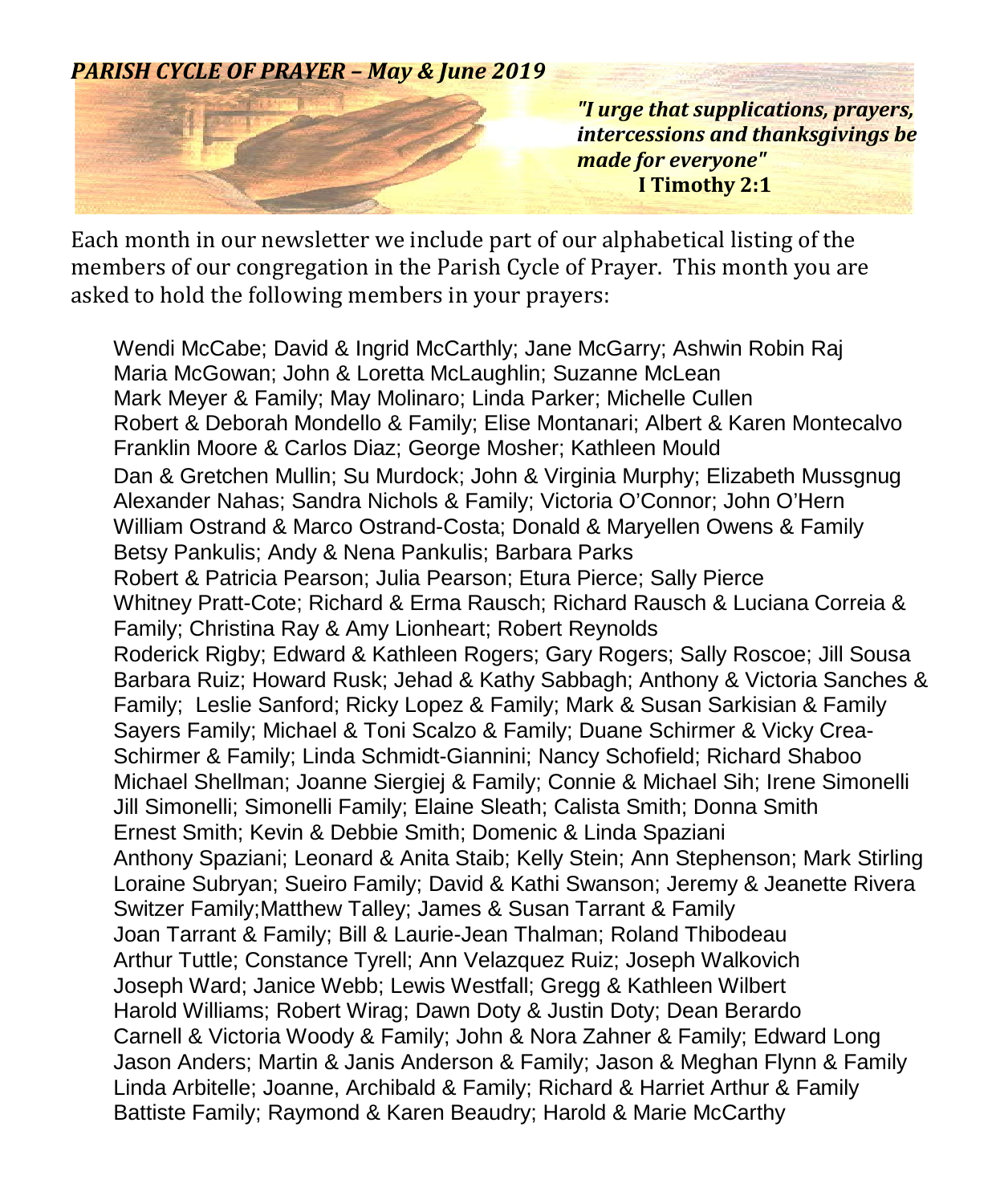***PARISH CYCLE OF PRAYER – May & June 2019***

> ***"I urge that supplications, prayers, intercessions and thanksgivings be made for everyone"***
> **I Timothy 2:1**

Each month in our newsletter we include part of our alphabetical listing of the members of our congregation in the Parish Cycle of Prayer. This month you are asked to hold the following members in your prayers:

Wendi McCabe; David & Ingrid McCarthly; Jane McGarry; Ashwin Robin Raj
Maria McGowan; John & Loretta McLaughlin; Suzanne McLean
Mark Meyer & Family; May Molinaro; Linda Parker; Michelle Cullen
Robert & Deborah Mondello & Family; Elise Montanari; Albert & Karen Montecalvo
Franklin Moore & Carlos Diaz; George Mosher; Kathleen Mould
Dan & Gretchen Mullin; Su Murdock; John & Virginia Murphy; Elizabeth Mussgnug
Alexander Nahas; Sandra Nichols & Family; Victoria O'Connor; John O'Hern
William Ostrand & Marco Ostrand-Costa; Donald & Maryellen Owens & Family
Betsy Pankulis; Andy & Nena Pankulis; Barbara Parks
Robert & Patricia Pearson; Julia Pearson; Etura Pierce; Sally Pierce
Whitney Pratt-Cote; Richard & Erma Rausch; Richard Rausch & Luciana Correia & Family; Christina Ray & Amy Lionheart; Robert Reynolds
Roderick Rigby; Edward & Kathleen Rogers; Gary Rogers; Sally Roscoe; Jill Sousa
Barbara Ruiz; Howard Rusk; Jehad & Kathy Sabbagh; Anthony & Victoria Sanches & Family; Leslie Sanford; Ricky Lopez & Family; Mark & Susan Sarkisian & Family
Sayers Family; Michael & Toni Scalzo & Family; Duane Schirmer & Vicky Crea-Schirmer & Family; Linda Schmidt-Giannini; Nancy Schofield; Richard Shaboo
Michael Shellman; Joanne Siergiej & Family; Connie & Michael Sih; Irene Simonelli
Jill Simonelli; Simonelli Family; Elaine Sleath; Calista Smith; Donna Smith
Ernest Smith; Kevin & Debbie Smith; Domenic & Linda Spaziani
Anthony Spaziani; Leonard & Anita Staib; Kelly Stein; Ann Stephenson; Mark Stirling
Loraine Subryan; Sueiro Family; David & Kathi Swanson; Jeremy & Jeanette Rivera
Switzer Family;Matthew Talley; James & Susan Tarrant & Family
Joan Tarrant & Family; Bill & Laurie-Jean Thalman; Roland Thibodeau
Arthur Tuttle; Constance Tyrell; Ann Velazquez Ruiz; Joseph Walkovich
Joseph Ward; Janice Webb; Lewis Westfall; Gregg & Kathleen Wilbert
Harold Williams; Robert Wirag; Dawn Doty & Justin Doty; Dean Berardo
Carnell & Victoria Woody & Family; John & Nora Zahner & Family; Edward Long
Jason Anders; Martin & Janis Anderson & Family; Jason & Meghan Flynn & Family
Linda Arbitelle; Joanne, Archibald & Family; Richard & Harriet Arthur & Family
Battiste Family; Raymond & Karen Beaudry; Harold & Marie McCarthy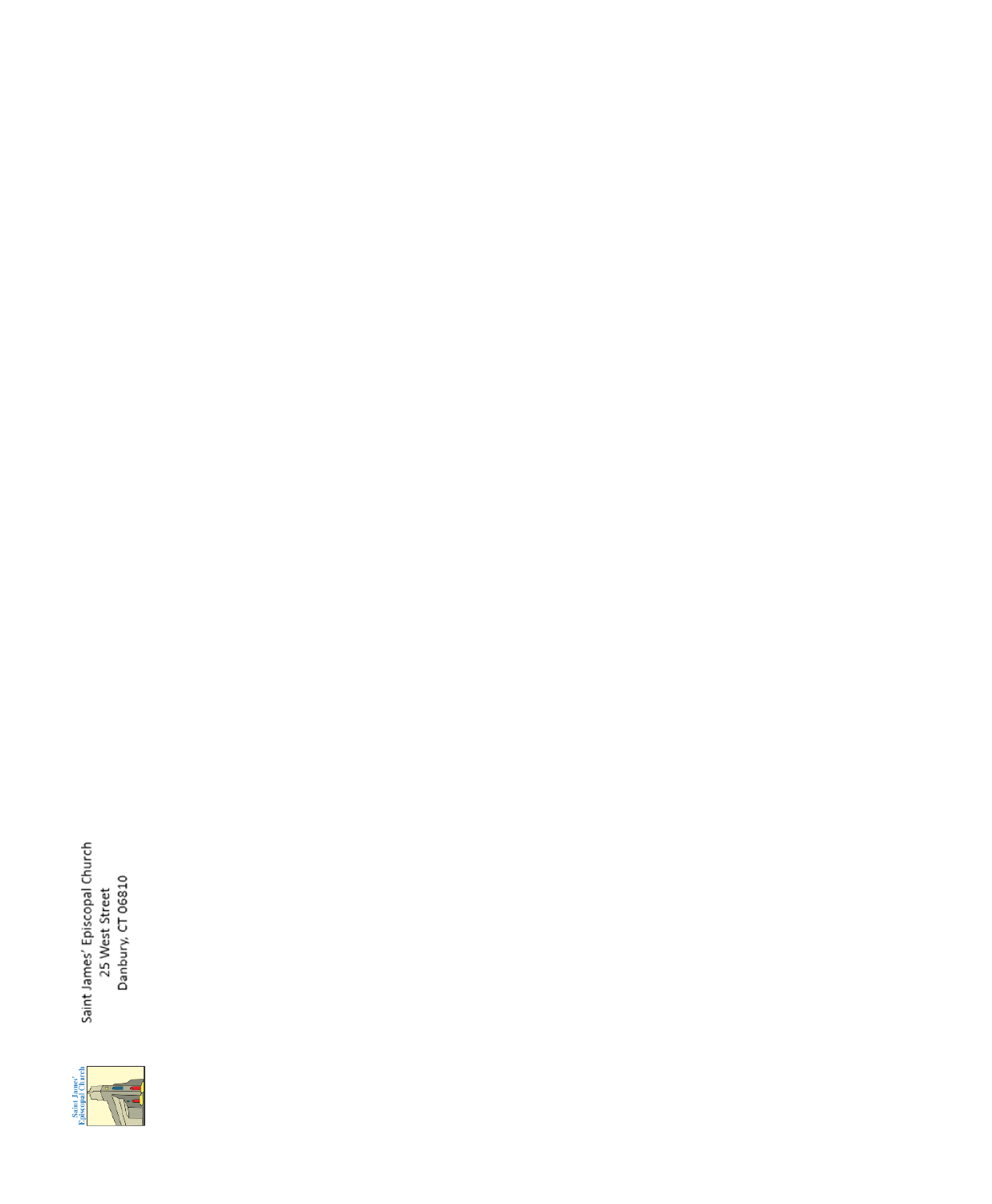Saint James' Episcopal Church
25 West Street
Danbury, CT 06810